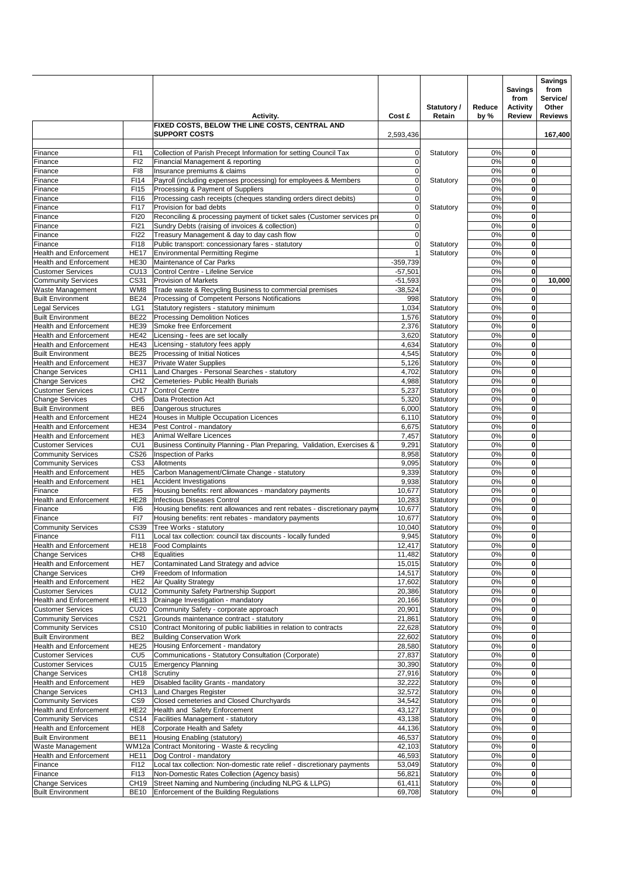| | | Activity. | Cost £ | Statutory / Retain | Reduce by % | Savings from Activity Review | Savings from Service/ Other Reviews |
|---|---|---|---|---|---|---|---|
| | | **FIXED COSTS, BELOW THE LINE COSTS, CENTRAL AND SUPPORT COSTS** | 2,593,436 | | | | **167,400** |
| Finance | FI1 | Collection of Parish Precept Information for setting Council Tax | 0 | Statutory | 0% | **0** | |
| Finance | FI2 | Financial Management & reporting | 0 | | 0% | **0** | |
| Finance | FI8 | Insurance premiums & claims | 0 | | 0% | **0** | |
| Finance | FI14 | Payroll (including expenses processing) for employees & Members | 0 | Statutory | 0% | **0** | |
| Finance | FI15 | Processing & Payment of Suppliers | 0 | | 0% | **0** | |
| Finance | FI16 | Processing cash receipts (cheques standing orders direct debits) | 0 | | 0% | **0** | |
| Finance | FI17 | Provision for bad debts | 0 | Statutory | 0% | **0** | |
| Finance | FI20 | Reconciling & processing payment of ticket sales (Customer services pr | 0 | | 0% | **0** | |
| Finance | FI21 | Sundry Debts (raising of invoices & collection) | 0 | | 0% | **0** | |
| Finance | FI22 | Treasury Management & day to day cash flow | 0 | | 0% | **0** | |
| Finance | FI18 | Public transport: concessionary fares - statutory | 0 | Statutory | 0% | **0** | |
| Health and Enforcement | HE17 | Environmental Permitting Regime | 1 | Statutory | 0% | **0** | |
| Health and Enforcement | HE30 | Maintenance of Car Parks | -359,739 | | 0% | **0** | |
| Customer Services | CU13 | Control Centre - Lifeline Service | -57,501 | | 0% | **0** | |
| Community Services | CS31 | Provision of Markets | -51,593 | | 0% | **0** | **10,000** |
| Waste Management | WM8 | Trade waste & Recycling Business to commercial premises | -38,524 | | 0% | **0** | |
| Built Environment | BE24 | Processing of Competent Persons Notifications | 998 | Statutory | 0% | **0** | |
| Legal Services | LG1 | Statutory registers - statutory minimum | 1,034 | Statutory | 0% | **0** | |
| Built Environment | BE22 | Processing Demolition Notices | 1,576 | Statutory | 0% | **0** | |
| Health and Enforcement | HE39 | Smoke free Enforcement | 2,376 | Statutory | 0% | **0** | |
| Health and Enforcement | HE42 | Licensing - fees are set locally | 3,620 | Statutory | 0% | **0** | |
| Health and Enforcement | HE43 | Licensing - statutory fees apply | 4,634 | Statutory | 0% | **0** | |
| Built Environment | BE25 | Processing of Initial Notices | 4,545 | Statutory | 0% | **0** | |
| Health and Enforcement | HE37 | Private Water Supplies | 5,126 | Statutory | 0% | **0** | |
| Change Services | CH11 | Land Charges - Personal Searches - statutory | 4,702 | Statutory | 0% | **0** | |
| Change Services | CH2 | Cemeteries- Public Health Burials | 4,988 | Statutory | 0% | **0** | |
| Customer Services | CU17 | Control Centre | 5,237 | Statutory | 0% | **0** | |
| Change Services | CH5 | Data Protection Act | 5,320 | Statutory | 0% | **0** | |
| Built Environment | BE6 | Dangerous structures | 6,000 | Statutory | 0% | **0** | |
| Health and Enforcement | HE24 | Houses in Multiple Occupation Licences | 6,110 | Statutory | 0% | **0** | |
| Health and Enforcement | HE34 | Pest Control - mandatory | 6,675 | Statutory | 0% | **0** | |
| Health and Enforcement | HE3 | Animal Welfare Licences | 7,457 | Statutory | 0% | **0** | |
| Customer Services | CU1 | Business Continuity Planning - Plan Preparing, Validation, Exercises & | 9,291 | Statutory | 0% | **0** | |
| Community Services | CS26 | Inspection of Parks | 8,958 | Statutory | 0% | **0** | |
| Community Services | CS3 | Allotments | 9,095 | Statutory | 0% | **0** | |
| Health and Enforcement | HE5 | Carbon Management/Climate Change - statutory | 9,339 | Statutory | 0% | **0** | |
| Health and Enforcement | HE1 | Accident Investigations | 9,938 | Statutory | 0% | **0** | |
| Finance | FI5 | Housing benefits: rent allowances - mandatory payments | 10,677 | Statutory | 0% | **0** | |
| Health and Enforcement | HE28 | Infectious Diseases Control | 10,283 | Statutory | 0% | **0** | |
| Finance | FI6 | Housing benefits: rent allowances and rent rebates - discretionary payme | 10,677 | Statutory | 0% | **0** | |
| Finance | FI7 | Housing benefits: rent rebates - mandatory payments | 10,677 | Statutory | 0% | **0** | |
| Community Services | CS39 | Tree Works - statutory | 10,040 | Statutory | 0% | **0** | |
| Finance | FI11 | Local tax collection: council tax discounts - locally funded | 9,945 | Statutory | 0% | **0** | |
| Health and Enforcement | HE18 | Food Complaints | 12,417 | Statutory | 0% | **0** | |
| Change Services | CH8 | Equalities | 11,482 | Statutory | 0% | **0** | |
| Health and Enforcement | HE7 | Contaminated Land Strategy and advice | 15,015 | Statutory | 0% | **0** | |
| Change Services | CH9 | Freedom of Information | 14,517 | Statutory | 0% | **0** | |
| Health and Enforcement | HE2 | Air Quality Strategy | 17,602 | Statutory | 0% | **0** | |
| Customer Services | CU12 | Community Safety Partnership Support | 20,386 | Statutory | 0% | **0** | |
| Health and Enforcement | HE13 | Drainage Investigation - mandatory | 20,166 | Statutory | 0% | **0** | |
| Customer Services | CU20 | Community Safety - corporate approach | 20,901 | Statutory | 0% | **0** | |
| Community Services | CS21 | Grounds maintenance contract - statutory | 21,861 | Statutory | 0% | **0** | |
| Community Services | CS10 | Contract Monitoring of public liabilities in relation to contracts | 22,628 | Statutory | 0% | **0** | |
| Built Environment | BE2 | Building Conservation Work | 22,602 | Statutory | 0% | **0** | |
| Health and Enforcement | HE25 | Housing Enforcement - mandatory | 28,580 | Statutory | 0% | **0** | |
| Customer Services | CU5 | Communications - Statutory Consultation (Corporate) | 27,837 | Statutory | 0% | **0** | |
| Customer Services | CU15 | Emergency Planning | 30,390 | Statutory | 0% | **0** | |
| Change Services | CH18 | Scrutiny | 27,916 | Statutory | 0% | **0** | |
| Health and Enforcement | HE9 | Disabled facility Grants - mandatory | 32,222 | Statutory | 0% | **0** | |
| Change Services | CH13 | Land Charges Register | 32,572 | Statutory | 0% | **0** | |
| Community Services | CS9 | Closed cemeteries and Closed Churchyards | 34,542 | Statutory | 0% | **0** | |
| Health and Enforcement | HE22 | Health and Safety Enforcement | 43,127 | Statutory | 0% | **0** | |
| Community Services | CS14 | Facilities Management - statutory | 43,138 | Statutory | 0% | **0** | |
| Health and Enforcement | HE8 | Corporate Health and Safety | 44,136 | Statutory | 0% | **0** | |
| Built Environment | BE11 | Housing Enabling (statutory) | 46,537 | Statutory | 0% | **0** | |
| Waste Management | WM12a | Contract Monitoring - Waste & recycling | 42,103 | Statutory | 0% | **0** | |
| Health and Enforcement | HE11 | Dog Control - mandatory | 46,593 | Statutory | 0% | **0** | |
| Finance | FI12 | Local tax collection: Non-domestic rate relief - discretionary payments | 53,049 | Statutory | 0% | **0** | |
| Finance | FI13 | Non-Domestic Rates Collection (Agency basis) | 56,821 | Statutory | 0% | **0** | |
| Change Services | CH19 | Street Naming and Numbering (including NLPG & LLPG) | 61,411 | Statutory | 0% | **0** | |
| Built Environment | BE10 | Enforcement of the Building Regulations | 69,708 | Statutory | 0% | **0** | |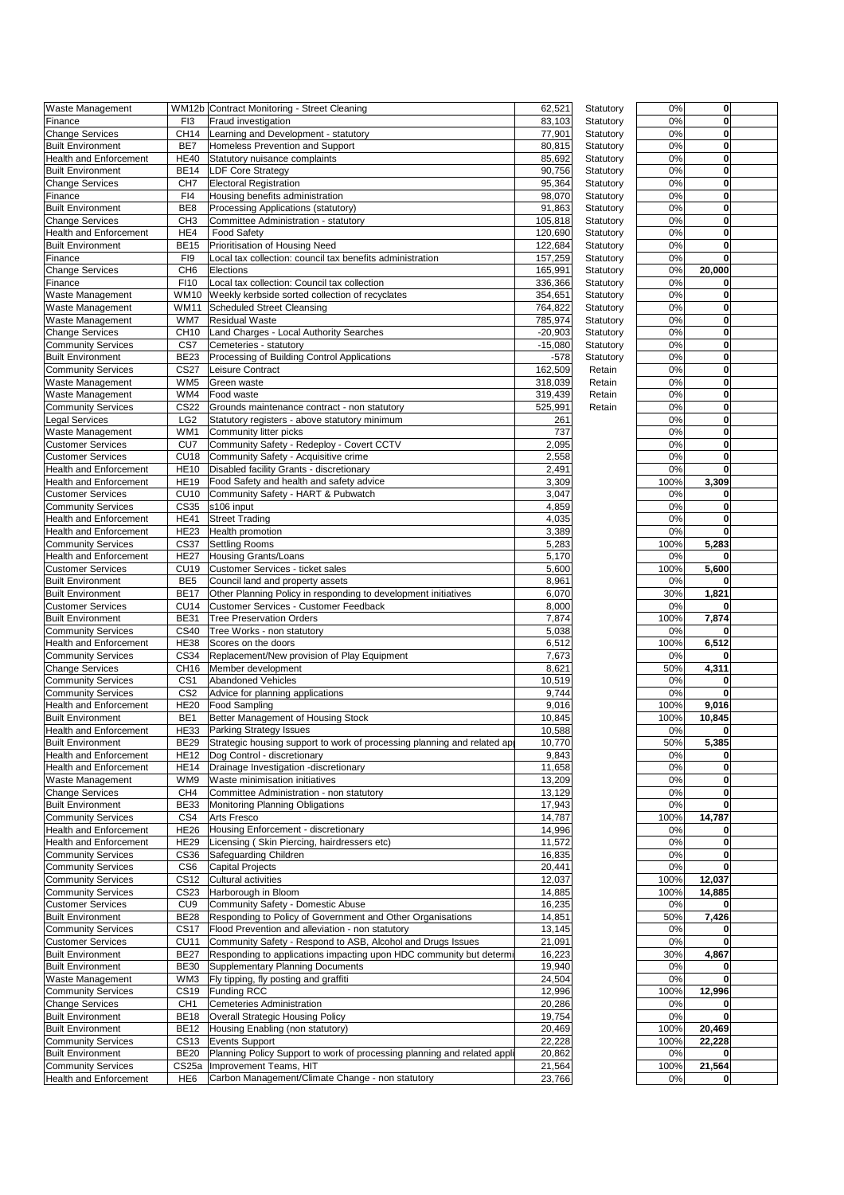| | | | | | | |
|---|---|---|---|---|---|---|
| Waste Management | WM12b | Contract Monitoring - Street Cleaning | 62,521 | Statutory | 0% | 0 |
| Finance | FI3 | Fraud investigation | 83,103 | Statutory | 0% | 0 |
| Change Services | CH14 | Learning and Development - statutory | 77,901 | Statutory | 0% | 0 |
| Built Environment | BE7 | Homeless Prevention and Support | 80,815 | Statutory | 0% | 0 |
| Health and Enforcement | HE40 | Statutory nuisance complaints | 85,692 | Statutory | 0% | 0 |
| Built Environment | BE14 | LDF Core Strategy | 90,756 | Statutory | 0% | 0 |
| Change Services | CH7 | Electoral Registration | 95,364 | Statutory | 0% | 0 |
| Finance | FI4 | Housing benefits administration | 98,070 | Statutory | 0% | 0 |
| Built Environment | BE8 | Processing Applications (statutory) | 91,863 | Statutory | 0% | 0 |
| Change Services | CH3 | Committee Administration - statutory | 105,818 | Statutory | 0% | 0 |
| Health and Enforcement | HE4 | Food Safety | 120,690 | Statutory | 0% | 0 |
| Built Environment | BE15 | Prioritisation of Housing Need | 122,684 | Statutory | 0% | 0 |
| Finance | FI9 | Local tax collection: council tax benefits administration | 157,259 | Statutory | 0% | 0 |
| Change Services | CH6 | Elections | 165,991 | Statutory | 0% | 20,000 |
| Finance | FI10 | Local tax collection: Council tax collection | 336,366 | Statutory | 0% | 0 |
| Waste Management | WM10 | Weekly kerbside sorted collection of recyclates | 354,651 | Statutory | 0% | 0 |
| Waste Management | WM11 | Scheduled Street Cleansing | 764,822 | Statutory | 0% | 0 |
| Waste Management | WM7 | Residual Waste | 785,974 | Statutory | 0% | 0 |
| Change Services | CH10 | Land Charges - Local Authority Searches | -20,903 | Statutory | 0% | 0 |
| Community Services | CS7 | Cemeteries - statutory | -15,080 | Statutory | 0% | 0 |
| Built Environment | BE23 | Processing of Building Control Applications | -578 | Statutory | 0% | 0 |
| Community Services | CS27 | Leisure Contract | 162,509 | Retain | 0% | 0 |
| Waste Management | WM5 | Green waste | 318,039 | Retain | 0% | 0 |
| Waste Management | WM4 | Food waste | 319,439 | Retain | 0% | 0 |
| Community Services | CS22 | Grounds maintenance contract - non statutory | 525,991 | Retain | 0% | 0 |
| Legal Services | LG2 | Statutory registers - above statutory minimum | 261 | | 0% | 0 |
| Waste Management | WM1 | Community litter picks | 737 | | 0% | 0 |
| Customer Services | CU7 | Community Safety - Redeploy - Covert CCTV | 2,095 | | 0% | 0 |
| Customer Services | CU18 | Community Safety - Acquisitive crime | 2,558 | | 0% | 0 |
| Health and Enforcement | HE10 | Disabled facility Grants - discretionary | 2,491 | | 0% | 0 |
| Health and Enforcement | HE19 | Food Safety and health and safety advice | 3,309 | | 100% | 3,309 |
| Customer Services | CU10 | Community Safety - HART & Pubwatch | 3,047 | | 0% | 0 |
| Community Services | CS35 | s106 input | 4,859 | | 0% | 0 |
| Health and Enforcement | HE41 | Street Trading | 4,035 | | 0% | 0 |
| Health and Enforcement | HE23 | Health promotion | 3,389 | | 0% | 0 |
| Community Services | CS37 | Settling Rooms | 5,283 | | 100% | 5,283 |
| Health and Enforcement | HE27 | Housing Grants/Loans | 5,170 | | 0% | 0 |
| Customer Services | CU19 | Customer Services - ticket sales | 5,600 | | 100% | 5,600 |
| Built Environment | BE5 | Council land and property assets | 8,961 | | 0% | 0 |
| Built Environment | BE17 | Other Planning Policy in responding to development initiatives | 6,070 | | 30% | 1,821 |
| Customer Services | CU14 | Customer Services - Customer Feedback | 8,000 | | 0% | 0 |
| Built Environment | BE31 | Tree Preservation Orders | 7,874 | | 100% | 7,874 |
| Community Services | CS40 | Tree Works - non statutory | 5,038 | | 0% | 0 |
| Health and Enforcement | HE38 | Scores on the doors | 6,512 | | 100% | 6,512 |
| Community Services | CS34 | Replacement/New provision of Play Equipment | 7,673 | | 0% | 0 |
| Change Services | CH16 | Member development | 8,621 | | 50% | 4,311 |
| Community Services | CS1 | Abandoned Vehicles | 10,519 | | 0% | 0 |
| Community Services | CS2 | Advice for planning applications | 9,744 | | 0% | 0 |
| Health and Enforcement | HE20 | Food Sampling | 9,016 | | 100% | 9,016 |
| Built Environment | BE1 | Better Management of Housing Stock | 10,845 | | 100% | 10,845 |
| Health and Enforcement | HE33 | Parking Strategy Issues | 10,588 | | 0% | 0 |
| Built Environment | BE29 | Strategic housing support to work of processing planning and related ap | 10,770 | | 50% | 5,385 |
| Health and Enforcement | HE12 | Dog Control - discretionary | 9,843 | | 0% | 0 |
| Health and Enforcement | HE14 | Drainage Investigation -discretionary | 11,658 | | 0% | 0 |
| Waste Management | WM9 | Waste minimisation initiatives | 13,209 | | 0% | 0 |
| Change Services | CH4 | Committee Administration - non statutory | 13,129 | | 0% | 0 |
| Built Environment | BE33 | Monitoring Planning Obligations | 17,943 | | 0% | 0 |
| Community Services | CS4 | Arts Fresco | 14,787 | | 100% | 14,787 |
| Health and Enforcement | HE26 | Housing Enforcement - discretionary | 14,996 | | 0% | 0 |
| Health and Enforcement | HE29 | Licensing ( Skin Piercing, hairdressers etc) | 11,572 | | 0% | 0 |
| Community Services | CS36 | Safeguarding Children | 16,835 | | 0% | 0 |
| Community Services | CS6 | Capital Projects | 20,441 | | 0% | 0 |
| Community Services | CS12 | Cultural activities | 12,037 | | 100% | 12,037 |
| Community Services | CS23 | Harborough in Bloom | 14,885 | | 100% | 14,885 |
| Customer Services | CU9 | Community Safety - Domestic Abuse | 16,235 | | 0% | 0 |
| Built Environment | BE28 | Responding to Policy of Government and Other Organisations | 14,851 | | 50% | 7,426 |
| Community Services | CS17 | Flood Prevention and alleviation - non statutory | 13,145 | | 0% | 0 |
| Customer Services | CU11 | Community Safety - Respond to ASB, Alcohol and Drugs Issues | 21,091 | | 0% | 0 |
| Built Environment | BE27 | Responding to applications impacting upon HDC community but determi | 16,223 | | 30% | 4,867 |
| Built Environment | BE30 | Supplementary Planning Documents | 19,940 | | 0% | 0 |
| Waste Management | WM3 | Fly tipping, fly posting and graffiti | 24,504 | | 0% | 0 |
| Community Services | CS19 | Funding RCC | 12,996 | | 100% | 12,996 |
| Change Services | CH1 | Cemeteries Administration | 20,286 | | 0% | 0 |
| Built Environment | BE18 | Overall Strategic Housing Policy | 19,754 | | 0% | 0 |
| Built Environment | BE12 | Housing Enabling (non statutory) | 20,469 | | 100% | 20,469 |
| Community Services | CS13 | Events Support | 22,228 | | 100% | 22,228 |
| Built Environment | BE20 | Planning Policy Support to work of processing planning and related appli | 20,862 | | 0% | 0 |
| Community Services | CS25a | Improvement Teams, HIT | 21,564 | | 100% | 21,564 |
| Health and Enforcement | HE6 | Carbon Management/Climate Change - non statutory | 23,766 | | 0% | 0 |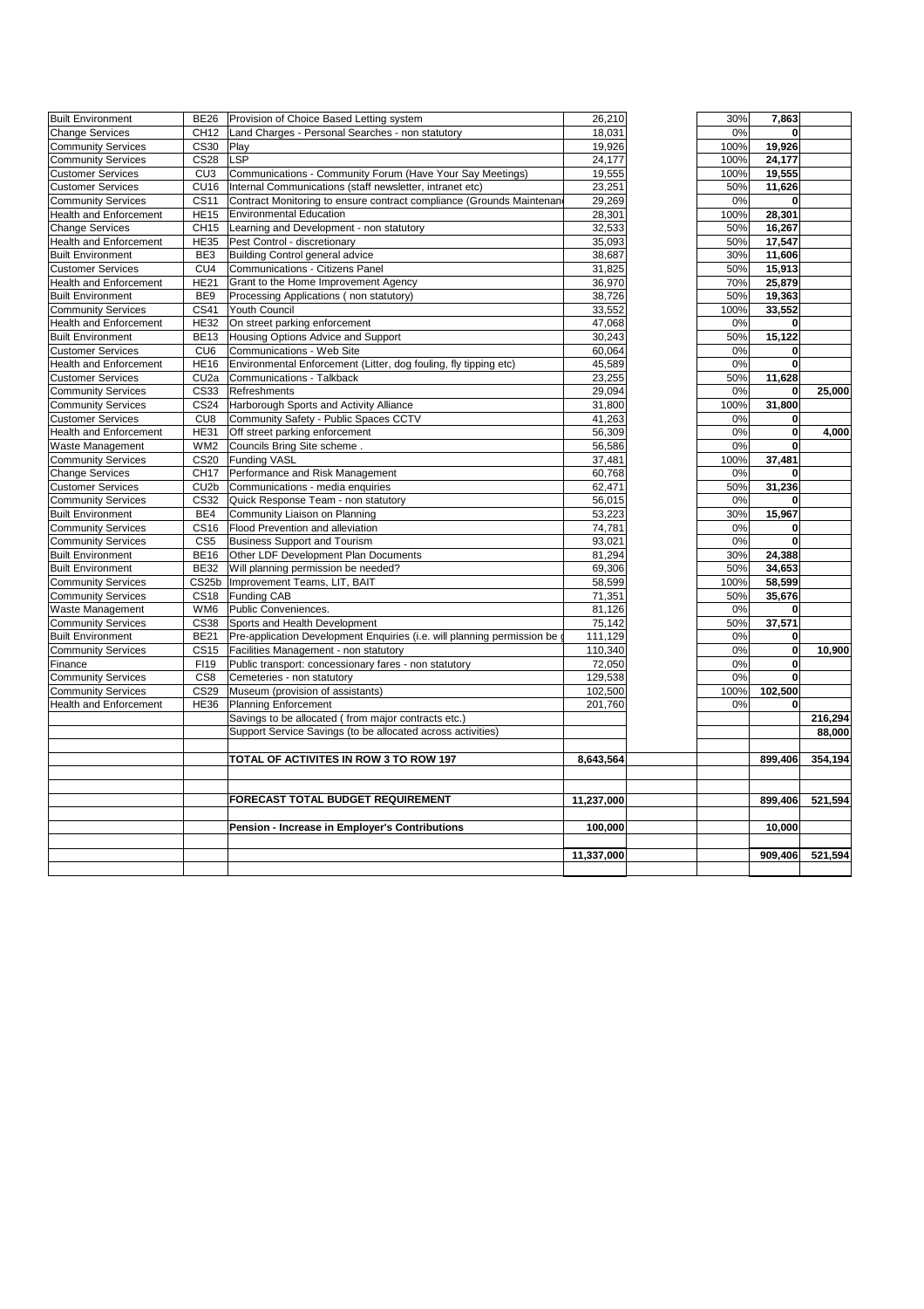| | | | | | | | |
|---|---|---|---|---|---|---|---|
| Built Environment | BE26 | Provision of Choice Based Letting system | 26,210 | | 30% | 7,863 | |
| Change Services | CH12 | Land Charges - Personal Searches - non statutory | 18,031 | | 0% | 0 | |
| Community Services | CS30 | Play | 19,926 | | 100% | 19,926 | |
| Community Services | CS28 | LSP | 24,177 | | 100% | 24,177 | |
| Customer Services | CU3 | Communications - Community Forum (Have Your Say Meetings) | 19,555 | | 100% | 19,555 | |
| Customer Services | CU16 | Internal Communications (staff newsletter, intranet etc) | 23,251 | | 50% | 11,626 | |
| Community Services | CS11 | Contract Monitoring to ensure contract compliance (Grounds Maintenan | 29,269 | | 0% | 0 | |
| Health and Enforcement | HE15 | Environmental Education | 28,301 | | 100% | 28,301 | |
| Change Services | CH15 | Learning and Development - non statutory | 32,533 | | 50% | 16,267 | |
| Health and Enforcement | HE35 | Pest Control - discretionary | 35,093 | | 50% | 17,547 | |
| Built Environment | BE3 | Building Control general advice | 38,687 | | 30% | 11,606 | |
| Customer Services | CU4 | Communications - Citizens Panel | 31,825 | | 50% | 15,913 | |
| Health and Enforcement | HE21 | Grant to the Home Improvement Agency | 36,970 | | 70% | 25,879 | |
| Built Environment | BE9 | Processing Applications ( non statutory) | 38,726 | | 50% | 19,363 | |
| Community Services | CS41 | Youth Council | 33,552 | | 100% | 33,552 | |
| Health and Enforcement | HE32 | On street parking enforcement | 47,068 | | 0% | 0 | |
| Built Environment | BE13 | Housing Options Advice and Support | 30,243 | | 50% | 15,122 | |
| Customer Services | CU6 | Communications - Web Site | 60,064 | | 0% | 0 | |
| Health and Enforcement | HE16 | Environmental Enforcement (Litter, dog fouling, fly tipping etc) | 45,589 | | 0% | 0 | |
| Customer Services | CU2a | Communications - Talkback | 23,255 | | 50% | 11,628 | |
| Community Services | CS33 | Refreshments | 29,094 | | 0% | 0 | 25,000 |
| Community Services | CS24 | Harborough Sports and Activity Alliance | 31,800 | | 100% | 31,800 | |
| Customer Services | CU8 | Community Safety - Public Spaces CCTV | 41,263 | | 0% | 0 | |
| Health and Enforcement | HE31 | Off street parking enforcement | 56,309 | | 0% | 0 | 4,000 |
| Waste Management | WM2 | Councils Bring Site scheme . | 56,586 | | 0% | 0 | |
| Community Services | CS20 | Funding VASL | 37,481 | | 100% | 37,481 | |
| Change Services | CH17 | Performance and Risk Management | 60,768 | | 0% | 0 | |
| Customer Services | CU2b | Communications - media enquiries | 62,471 | | 50% | 31,236 | |
| Community Services | CS32 | Quick Response Team - non statutory | 56,015 | | 0% | 0 | |
| Built Environment | BE4 | Community Liaison on Planning | 53,223 | | 30% | 15,967 | |
| Community Services | CS16 | Flood Prevention and alleviation | 74,781 | | 0% | 0 | |
| Community Services | CS5 | Business Support and Tourism | 93,021 | | 0% | 0 | |
| Built Environment | BE16 | Other LDF Development Plan Documents | 81,294 | | 30% | 24,388 | |
| Built Environment | BE32 | Will planning permission be needed? | 69,306 | | 50% | 34,653 | |
| Community Services | CS25b | Improvement Teams, LIT, BAIT | 58,599 | | 100% | 58,599 | |
| Community Services | CS18 | Funding CAB | 71,351 | | 50% | 35,676 | |
| Waste Management | WM6 | Public Conveniences. | 81,126 | | 0% | 0 | |
| Community Services | CS38 | Sports and Health Development | 75,142 | | 50% | 37,571 | |
| Built Environment | BE21 | Pre-application Development Enquiries (i.e. will planning permission be | 111,129 | | 0% | 0 | |
| Community Services | CS15 | Facilities Management - non statutory | 110,340 | | 0% | 0 | 10,900 |
| Finance | FI19 | Public transport: concessionary fares - non statutory | 72,050 | | 0% | 0 | |
| Community Services | CS8 | Cemeteries - non statutory | 129,538 | | 0% | 0 | |
| Community Services | CS29 | Museum (provision of assistants) | 102,500 | | 100% | 102,500 | |
| Health and Enforcement | HE36 | Planning Enforcement | 201,760 | | 0% | 0 | |
| | | Savings to be allocated ( from major contracts etc.) | | | | | 216,294 |
| | | Support Service Savings (to be allocated across activities) | | | | | 88,000 |
| | | | | | | | |
| | | **TOTAL OF ACTIVITES IN ROW 3 TO ROW 197** | **8,643,564** | | | **899,406** | **354,194** |
| | | | | | | | |
| | | **FORECAST TOTAL BUDGET REQUIREMENT** | **11,237,000** | | | **899,406** | **521,594** |
| | | | | | | | |
| | | **Pension - Increase in Employer's Contributions** | **100,000** | | | **10,000** | |
| | | | | | | | |
| | | | **11,337,000** | | | **909,406** | **521,594** |